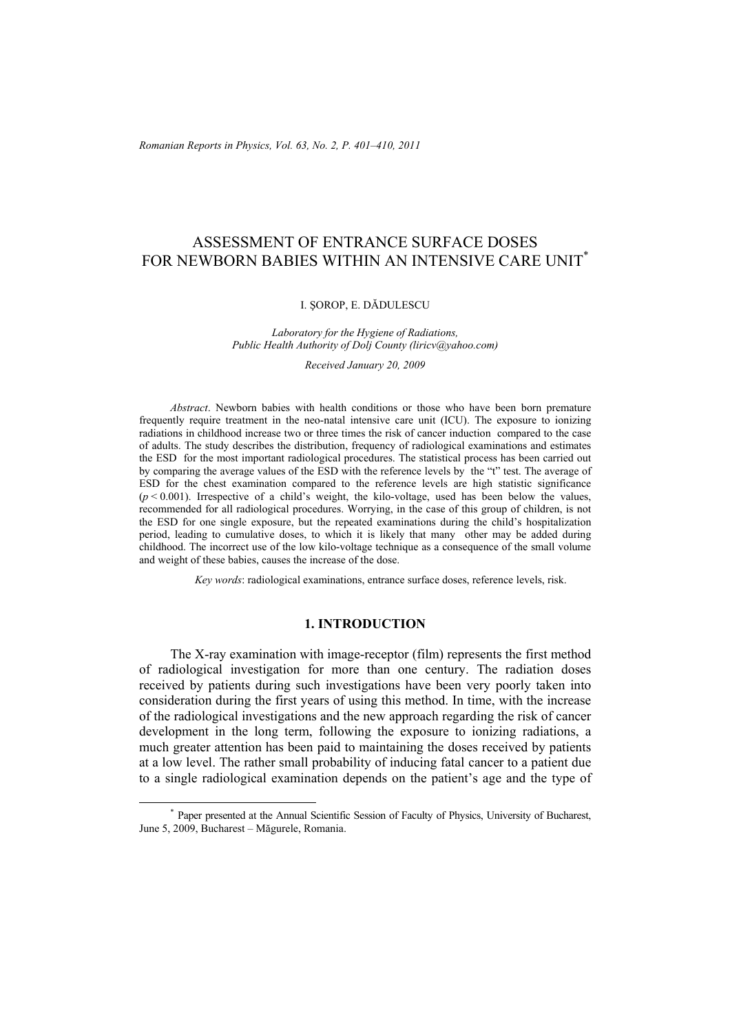# ASSESSMENT OF ENTRANCE SURFACE DOSES FOR NEWBORN BABIES WITHIN AN INTENSIVE CARE UNIT*

I. ŞOROP, E. DĂDULESCU

*Laboratory for the Hygiene of Radiations, Public Health Authority of Dolj County (liricv@yahoo.com)*

*Received January 20, 2009*

*Abstract*. Newborn babies with health conditions or those who have been born premature frequently require treatment in the neo-natal intensive care unit (ICU). The exposure to ionizing radiations in childhood increase two or three times the risk of cancer induction compared to the case of adults. The study describes the distribution, frequency of radiological examinations and estimates the ESD for the most important radiological procedures. The statistical process has been carried out by comparing the average values of the ESD with the reference levels by the "t" test. The average of ESD for the chest examination compared to the reference levels are high statistic significance ($p < 0.001$). Irrespective of a child's weight, the kilo-voltage, used has been below the values, recommended for all radiological procedures. Worrying, in the case of this group of children, is not the ESD for one single exposure, but the repeated examinations during the child's hospitalization period, leading to cumulative doses, to which it is likely that many other may be added during childhood. The incorrect use of the low kilo-voltage technique as a consequence of the small volume and weight of these babies, causes the increase of the dose.

*Key words*: radiological examinations, entrance surface doses, reference levels, risk.

## 1. INTRODUCTION

The X-ray examination with image-receptor (film) represents the first method of radiological investigation for more than one century. The radiation doses received by patients during such investigations have been very poorly taken into consideration during the first years of using this method. In time, with the increase of the radiological investigations and the new approach regarding the risk of cancer development in the long term, following the exposure to ionizing radiations, a much greater attention has been paid to maintaining the doses received by patients at a low level. The rather small probability of inducing fatal cancer to a patient due to a single radiological examination depends on the patient's age and the type of

---

* Paper presented at the Annual Scientific Session of Faculty of Physics, University of Bucharest, June 5, 2009, Bucharest – Măgurele, Romania.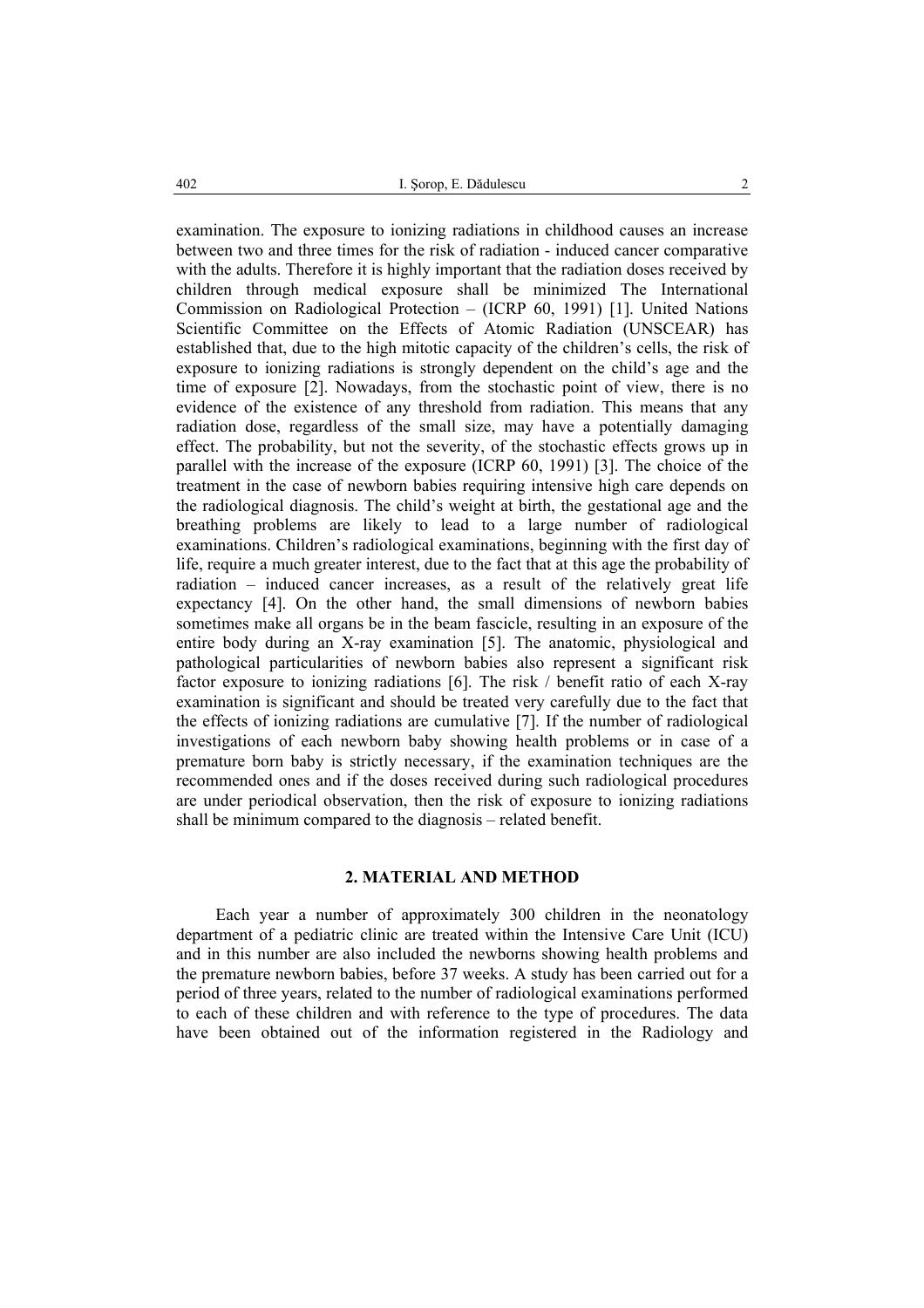examination. The exposure to ionizing radiations in childhood causes an increase between two and three times for the risk of radiation - induced cancer comparative with the adults. Therefore it is highly important that the radiation doses received by children through medical exposure shall be minimized The International Commission on Radiological Protection – (ICRP 60, 1991) [1]. United Nations Scientific Committee on the Effects of Atomic Radiation (UNSCEAR) has established that, due to the high mitotic capacity of the children's cells, the risk of exposure to ionizing radiations is strongly dependent on the child's age and the time of exposure [2]. Nowadays, from the stochastic point of view, there is no evidence of the existence of any threshold from radiation. This means that any radiation dose, regardless of the small size, may have a potentially damaging effect. The probability, but not the severity, of the stochastic effects grows up in parallel with the increase of the exposure (ICRP 60, 1991) [3]. The choice of the treatment in the case of newborn babies requiring intensive high care depends on the radiological diagnosis. The child's weight at birth, the gestational age and the breathing problems are likely to lead to a large number of radiological examinations. Children's radiological examinations, beginning with the first day of life, require a much greater interest, due to the fact that at this age the probability of radiation – induced cancer increases, as a result of the relatively great life expectancy [4]. On the other hand, the small dimensions of newborn babies sometimes make all organs be in the beam fascicle, resulting in an exposure of the entire body during an X-ray examination [5]. The anatomic, physiological and pathological particularities of newborn babies also represent a significant risk factor exposure to ionizing radiations [6]. The risk / benefit ratio of each X-ray examination is significant and should be treated very carefully due to the fact that the effects of ionizing radiations are cumulative [7]. If the number of radiological investigations of each newborn baby showing health problems or in case of a premature born baby is strictly necessary, if the examination techniques are the recommended ones and if the doses received during such radiological procedures are under periodical observation, then the risk of exposure to ionizing radiations shall be minimum compared to the diagnosis – related benefit.

## 2. MATERIAL AND METHOD

Each year a number of approximately 300 children in the neonatology department of a pediatric clinic are treated within the Intensive Care Unit (ICU) and in this number are also included the newborns showing health problems and the premature newborn babies, before 37 weeks. A study has been carried out for a period of three years, related to the number of radiological examinations performed to each of these children and with reference to the type of procedures. The data have been obtained out of the information registered in the Radiology and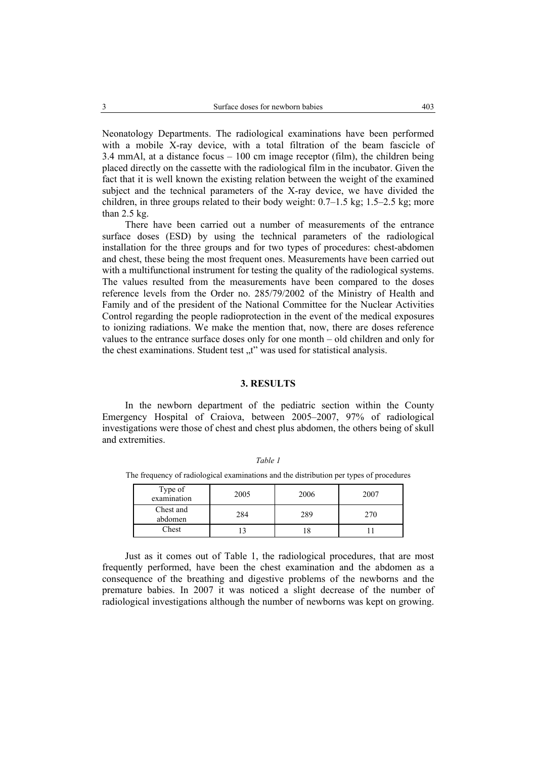Neonatology Departments. The radiological examinations have been performed with a mobile X-ray device, with a total filtration of the beam fascicle of 3.4 mmAl, at a distance focus – 100 cm image receptor (film), the children being placed directly on the cassette with the radiological film in the incubator. Given the fact that it is well known the existing relation between the weight of the examined subject and the technical parameters of the X-ray device, we have divided the children, in three groups related to their body weight: 0.7–1.5 kg; 1.5–2.5 kg; more than 2.5 kg.

There have been carried out a number of measurements of the entrance surface doses (ESD) by using the technical parameters of the radiological installation for the three groups and for two types of procedures: chest-abdomen and chest, these being the most frequent ones. Measurements have been carried out with a multifunctional instrument for testing the quality of the radiological systems. The values resulted from the measurements have been compared to the doses reference levels from the Order no. 285/79/2002 of the Ministry of Health and Family and of the president of the National Committee for the Nuclear Activities Control regarding the people radioprotection in the event of the medical exposures to ionizing radiations. We make the mention that, now, there are doses reference values to the entrance surface doses only for one month – old children and only for the chest examinations. Student test „t" was used for statistical analysis.

## 3. RESULTS

In the newborn department of the pediatric section within the County Emergency Hospital of Craiova, between 2005–2007, 97% of radiological investigations were those of chest and chest plus abdomen, the others being of skull and extremities.

*Table 1*

The frequency of radiological examinations and the distribution per types of procedures

| Type of examination | 2005 | 2006 | 2007 |
|---|---|---|---|
| Chest and abdomen | 284 | 289 | 270 |
| Chest | 13 | 18 | 11 |

Just as it comes out of Table 1, the radiological procedures, that are most frequently performed, have been the chest examination and the abdomen as a consequence of the breathing and digestive problems of the newborns and the premature babies. In 2007 it was noticed a slight decrease of the number of radiological investigations although the number of newborns was kept on growing.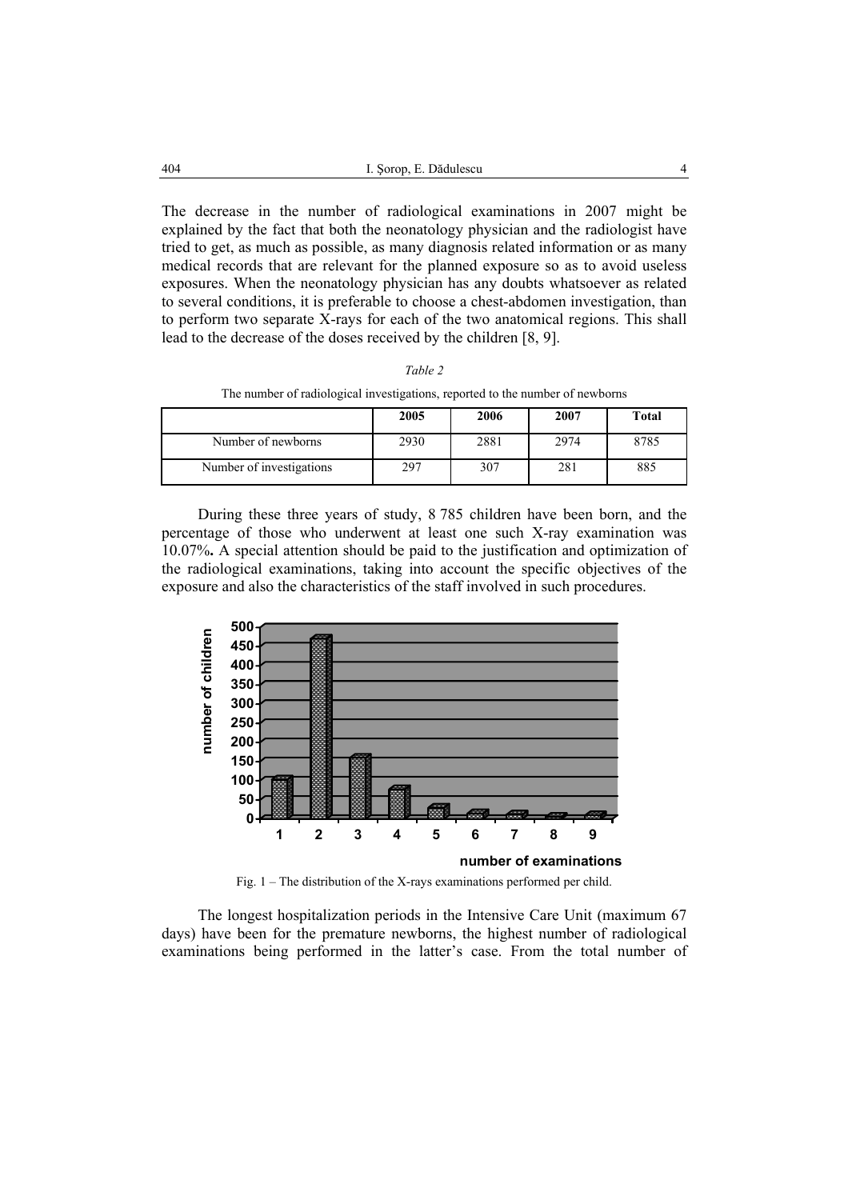The decrease in the number of radiological examinations in 2007 might be explained by the fact that both the neonatology physician and the radiologist have tried to get, as much as possible, as many diagnosis related information or as many medical records that are relevant for the planned exposure so as to avoid useless exposures. When the neonatology physician has any doubts whatsoever as related to several conditions, it is preferable to choose a chest-abdomen investigation, than to perform two separate X-rays for each of the two anatomical regions. This shall lead to the decrease of the doses received by the children [8, 9].

*Table 2*

The number of radiological investigations, reported to the number of newborns

| | 2005 | 2006 | 2007 | Total |
|---|---|---|---|---|
| Number of newborns | 2930 | 2881 | 2974 | 8785 |
| Number of investigations | 297 | 307 | 281 | 885 |

During these three years of study, 8 785 children have been born, and the percentage of those who underwent at least one such X-ray examination was 10.07%**.** A special attention should be paid to the justification and optimization of the radiological examinations, taking into account the specific objectives of the exposure and also the characteristics of the staff involved in such procedures.

Fig. 1 – The distribution of the X-rays examinations performed per child.

The longest hospitalization periods in the Intensive Care Unit (maximum 67 days) have been for the premature newborns, the highest number of radiological examinations being performed in the latter's case. From the total number of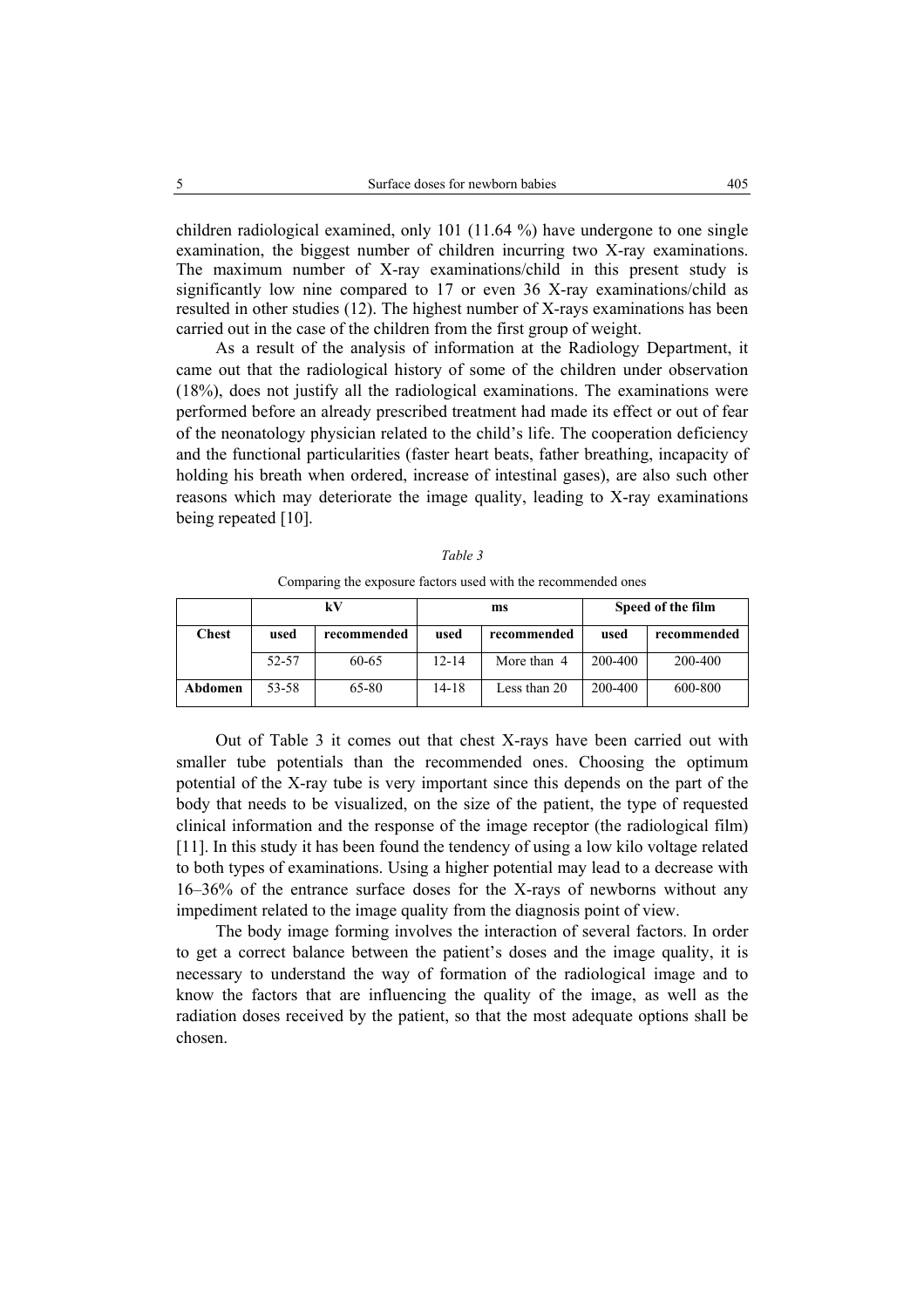children radiological examined, only 101 (11.64 %) have undergone to one single examination, the biggest number of children incurring two X-ray examinations. The maximum number of X-ray examinations/child in this present study is significantly low nine compared to 17 or even 36 X-ray examinations/child as resulted in other studies (12). The highest number of X-rays examinations has been carried out in the case of the children from the first group of weight.

As a result of the analysis of information at the Radiology Department, it came out that the radiological history of some of the children under observation (18%), does not justify all the radiological examinations. The examinations were performed before an already prescribed treatment had made its effect or out of fear of the neonatology physician related to the child's life. The cooperation deficiency and the functional particularities (faster heart beats, father breathing, incapacity of holding his breath when ordered, increase of intestinal gases), are also such other reasons which may deteriorate the image quality, leading to X-ray examinations being repeated [10].

*Table 3*

Comparing the exposure factors used with the recommended ones

| | kV | | ms | | Speed of the film | |
|---|---|---|---|---|---|---|
| **Chest** | **used** | **recommended** | **used** | **recommended** | **used** | **recommended** |
| | 52-57 | 60-65 | 12-14 | More than 4 | 200-400 | 200-400 |
| **Abdomen** | 53-58 | 65-80 | 14-18 | Less than 20 | 200-400 | 600-800 |

Out of Table 3 it comes out that chest X-rays have been carried out with smaller tube potentials than the recommended ones. Choosing the optimum potential of the X-ray tube is very important since this depends on the part of the body that needs to be visualized, on the size of the patient, the type of requested clinical information and the response of the image receptor (the radiological film) [11]. In this study it has been found the tendency of using a low kilo voltage related to both types of examinations. Using a higher potential may lead to a decrease with 16–36% of the entrance surface doses for the X-rays of newborns without any impediment related to the image quality from the diagnosis point of view.

The body image forming involves the interaction of several factors. In order to get a correct balance between the patient's doses and the image quality, it is necessary to understand the way of formation of the radiological image and to know the factors that are influencing the quality of the image, as well as the radiation doses received by the patient, so that the most adequate options shall be chosen.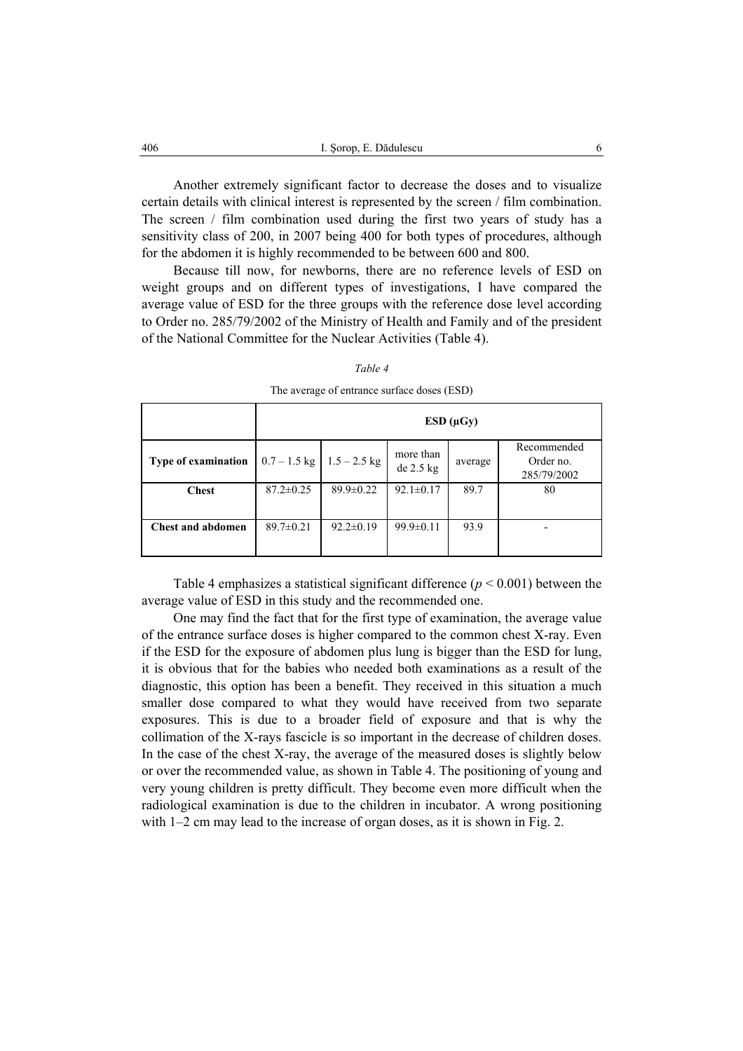Another extremely significant factor to decrease the doses and to visualize certain details with clinical interest is represented by the screen / film combination. The screen / film combination used during the first two years of study has a sensitivity class of 200, in 2007 being 400 for both types of procedures, although for the abdomen it is highly recommended to be between 600 and 800.

Because till now, for newborns, there are no reference levels of ESD on weight groups and on different types of investigations, I have compared the average value of ESD for the three groups with the reference dose level according to Order no. 285/79/2002 of the Ministry of Health and Family and of the president of the National Committee for the Nuclear Activities (Table 4).

*Table 4*

The average of entrance surface doses (ESD)

| | **ESD (μGy)** | | | | |
|---|---|---|---|---|---|
| **Type of examination** | 0.7 – 1.5 kg | 1.5 – 2.5 kg | more than de 2.5 kg | average | Recommended Order no. 285/79/2002 |
| **Chest** | 87.2±0.25 | 89.9±0.22 | 92.1±0.17 | 89.7 | 80 |
| **Chest and abdomen** | 89.7±0.21 | 92.2±0.19 | 99.9±0.11 | 93.9 | - |

Table 4 emphasizes a statistical significant difference ($p < 0.001$) between the average value of ESD in this study and the recommended one.

One may find the fact that for the first type of examination, the average value of the entrance surface doses is higher compared to the common chest X-ray. Even if the ESD for the exposure of abdomen plus lung is bigger than the ESD for lung, it is obvious that for the babies who needed both examinations as a result of the diagnostic, this option has been a benefit. They received in this situation a much smaller dose compared to what they would have received from two separate exposures. This is due to a broader field of exposure and that is why the collimation of the X-rays fascicle is so important in the decrease of children doses. In the case of the chest X-ray, the average of the measured doses is slightly below or over the recommended value, as shown in Table 4. The positioning of young and very young children is pretty difficult. They become even more difficult when the radiological examination is due to the children in incubator. A wrong positioning with 1–2 cm may lead to the increase of organ doses, as it is shown in Fig. 2.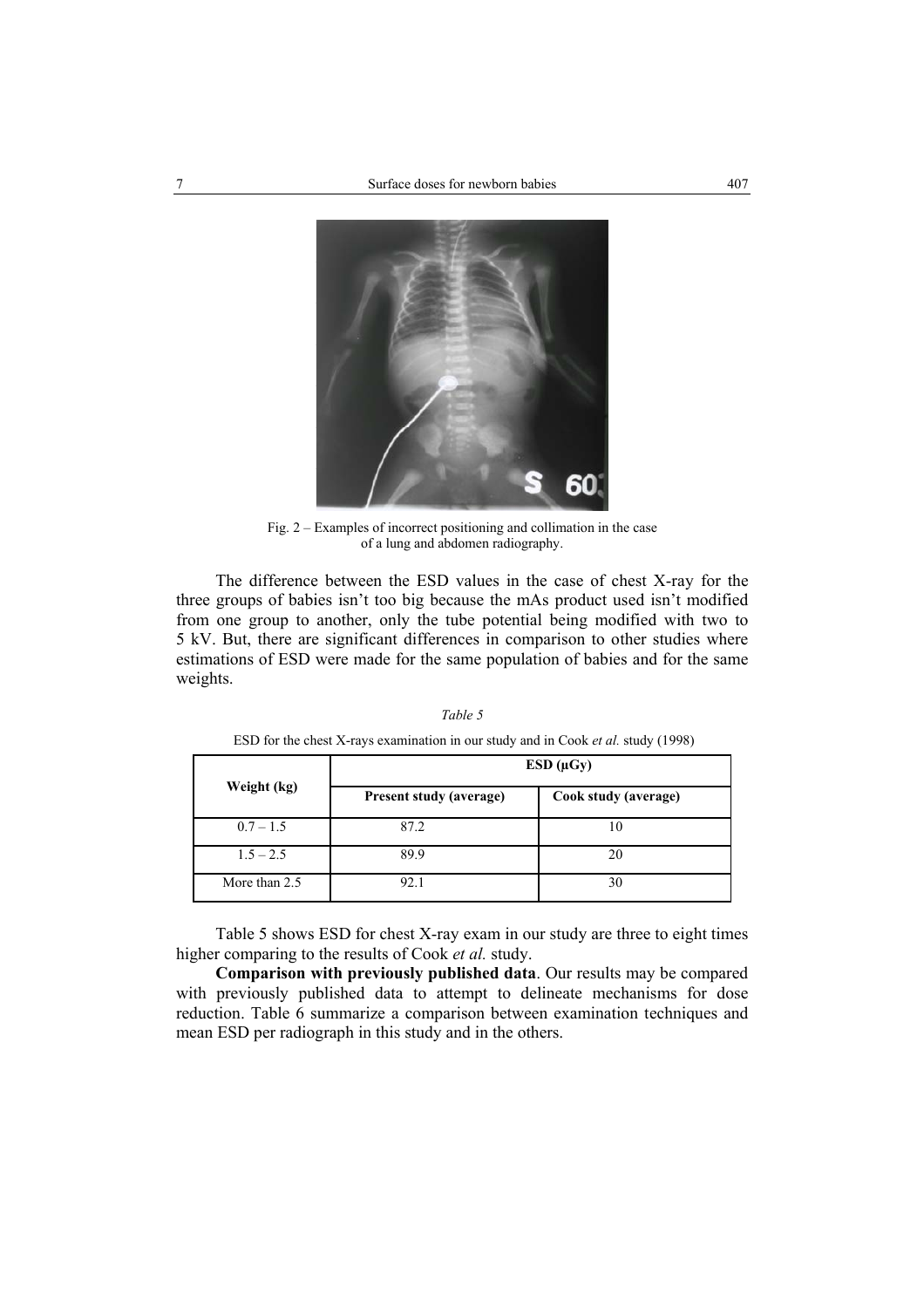Fig. 2 – Examples of incorrect positioning and collimation in the case of a lung and abdomen radiography.

The difference between the ESD values in the case of chest X-ray for the three groups of babies isn't too big because the mAs product used isn't modified from one group to another, only the tube potential being modified with two to 5 kV. But, there are significant differences in comparison to other studies where estimations of ESD were made for the same population of babies and for the same weights.

*Table 5*

ESD for the chest X-rays examination in our study and in Cook *et al.* study (1998)

| Weight (kg) | ESD (μGy) | |
|---|---|---|
| | **Present study (average)** | **Cook study (average)** |
| 0.7 – 1.5 | 87.2 | 10 |
| 1.5 – 2.5 | 89.9 | 20 |
| More than 2.5 | 92.1 | 30 |

Table 5 shows ESD for chest X-ray exam in our study are three to eight times higher comparing to the results of Cook *et al.* study.

**Comparison with previously published data**. Our results may be compared with previously published data to attempt to delineate mechanisms for dose reduction. Table 6 summarize a comparison between examination techniques and mean ESD per radiograph in this study and in the others.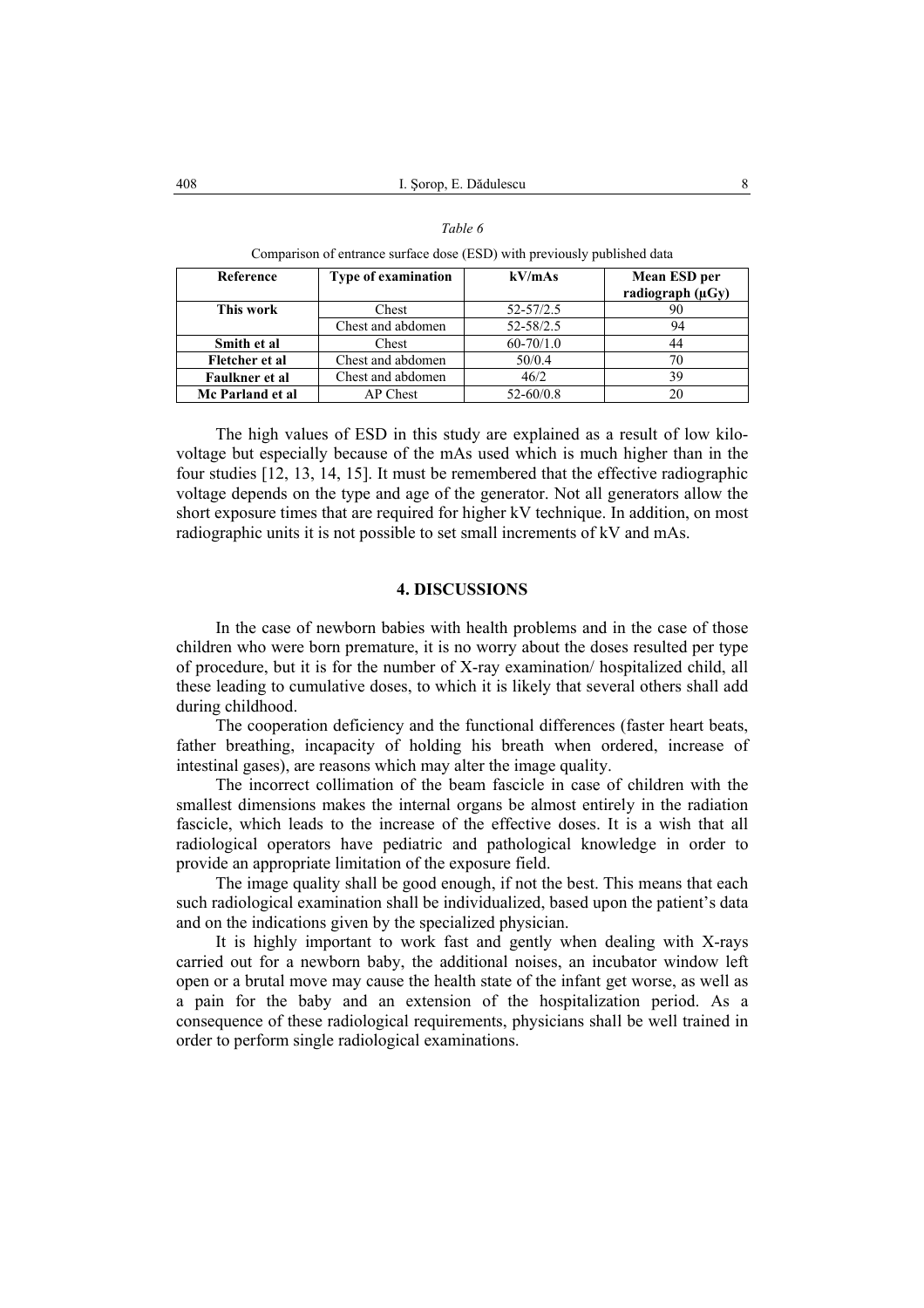*Table 6*

Comparison of entrance surface dose (ESD) with previously published data

| Reference | Type of examination | kV/mAs | Mean ESD per radiograph (μGy) |
|---|---|---|---|
| **This work** | Chest | 52-57/2.5 | 90 |
| | Chest and abdomen | 52-58/2.5 | 94 |
| **Smith et al** | Chest | 60-70/1.0 | 44 |
| **Fletcher et al** | Chest and abdomen | 50/0.4 | 70 |
| **Faulkner et al** | Chest and abdomen | 46/2 | 39 |
| **Mc Parland et al** | AP Chest | 52-60/0.8 | 20 |

The high values of ESD in this study are explained as a result of low kilo-voltage but especially because of the mAs used which is much higher than in the four studies [12, 13, 14, 15]. It must be remembered that the effective radiographic voltage depends on the type and age of the generator. Not all generators allow the short exposure times that are required for higher kV technique. In addition, on most radiographic units it is not possible to set small increments of kV and mAs.

## 4. DISCUSSIONS

In the case of newborn babies with health problems and in the case of those children who were born premature, it is no worry about the doses resulted per type of procedure, but it is for the number of X-ray examination/ hospitalized child, all these leading to cumulative doses, to which it is likely that several others shall add during childhood.

The cooperation deficiency and the functional differences (faster heart beats, father breathing, incapacity of holding his breath when ordered, increase of intestinal gases), are reasons which may alter the image quality.

The incorrect collimation of the beam fascicle in case of children with the smallest dimensions makes the internal organs be almost entirely in the radiation fascicle, which leads to the increase of the effective doses. It is a wish that all radiological operators have pediatric and pathological knowledge in order to provide an appropriate limitation of the exposure field.

The image quality shall be good enough, if not the best. This means that each such radiological examination shall be individualized, based upon the patient's data and on the indications given by the specialized physician.

It is highly important to work fast and gently when dealing with X-rays carried out for a newborn baby, the additional noises, an incubator window left open or a brutal move may cause the health state of the infant get worse, as well as a pain for the baby and an extension of the hospitalization period. As a consequence of these radiological requirements, physicians shall be well trained in order to perform single radiological examinations.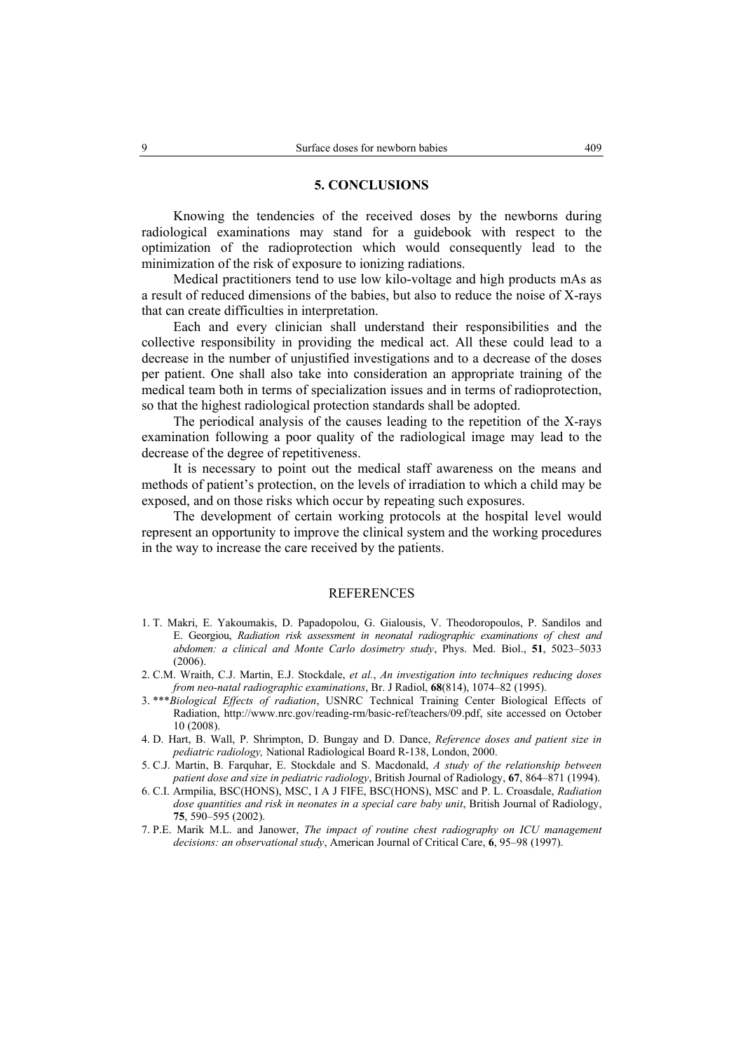## 5. CONCLUSIONS

Knowing the tendencies of the received doses by the newborns during radiological examinations may stand for a guidebook with respect to the optimization of the radioprotection which would consequently lead to the minimization of the risk of exposure to ionizing radiations.

Medical practitioners tend to use low kilo-voltage and high products mAs as a result of reduced dimensions of the babies, but also to reduce the noise of X-rays that can create difficulties in interpretation.

Each and every clinician shall understand their responsibilities and the collective responsibility in providing the medical act. All these could lead to a decrease in the number of unjustified investigations and to a decrease of the doses per patient. One shall also take into consideration an appropriate training of the medical team both in terms of specialization issues and in terms of radioprotection, so that the highest radiological protection standards shall be adopted.

The periodical analysis of the causes leading to the repetition of the X-rays examination following a poor quality of the radiological image may lead to the decrease of the degree of repetitiveness.

It is necessary to point out the medical staff awareness on the means and methods of patient's protection, on the levels of irradiation to which a child may be exposed, and on those risks which occur by repeating such exposures.

The development of certain working protocols at the hospital level would represent an opportunity to improve the clinical system and the working procedures in the way to increase the care received by the patients.

## REFERENCES

1. T. Makri, E. Yakoumakis, D. Papadopolou, G. Gialousis, V. Theodoropoulos, P. Sandilos and E. Georgiou, *Radiation risk assessment in neonatal radiographic examinations of chest and abdomen: a clinical and Monte Carlo dosimetry study*, Phys. Med. Biol., **51**, 5023–5033 (2006).
2. C.M. Wraith, C.J. Martin, E.J. Stockdale, *et al.*, *An investigation into techniques reducing doses from neo-natal radiographic examinations*, Br. J Radiol, **68**(814), 1074–82 (1995).
3. \*\*\**Biological Effects of radiation*, USNRC Technical Training Center Biological Effects of Radiation, http://www.nrc.gov/reading-rm/basic-ref/teachers/09.pdf, site accessed on October 10 (2008).
4. D. Hart, B. Wall, P. Shrimpton, D. Bungay and D. Dance, *Reference doses and patient size in pediatric radiology,* National Radiological Board R-138, London, 2000.
5. C.J. Martin, B. Farquhar, E. Stockdale and S. Macdonald, *A study of the relationship between patient dose and size in pediatric radiology*, British Journal of Radiology, **67**, 864–871 (1994).
6. C.I. Armpilia, BSC(HONS), MSC, I A J FIFE, BSC(HONS), MSC and P. L. Croasdale, *Radiation dose quantities and risk in neonates in a special care baby unit*, British Journal of Radiology, **75**, 590–595 (2002).
7. P.E. Marik M.L. and Janower, *The impact of routine chest radiography on ICU management decisions: an observational study*, American Journal of Critical Care, **6**, 95–98 (1997).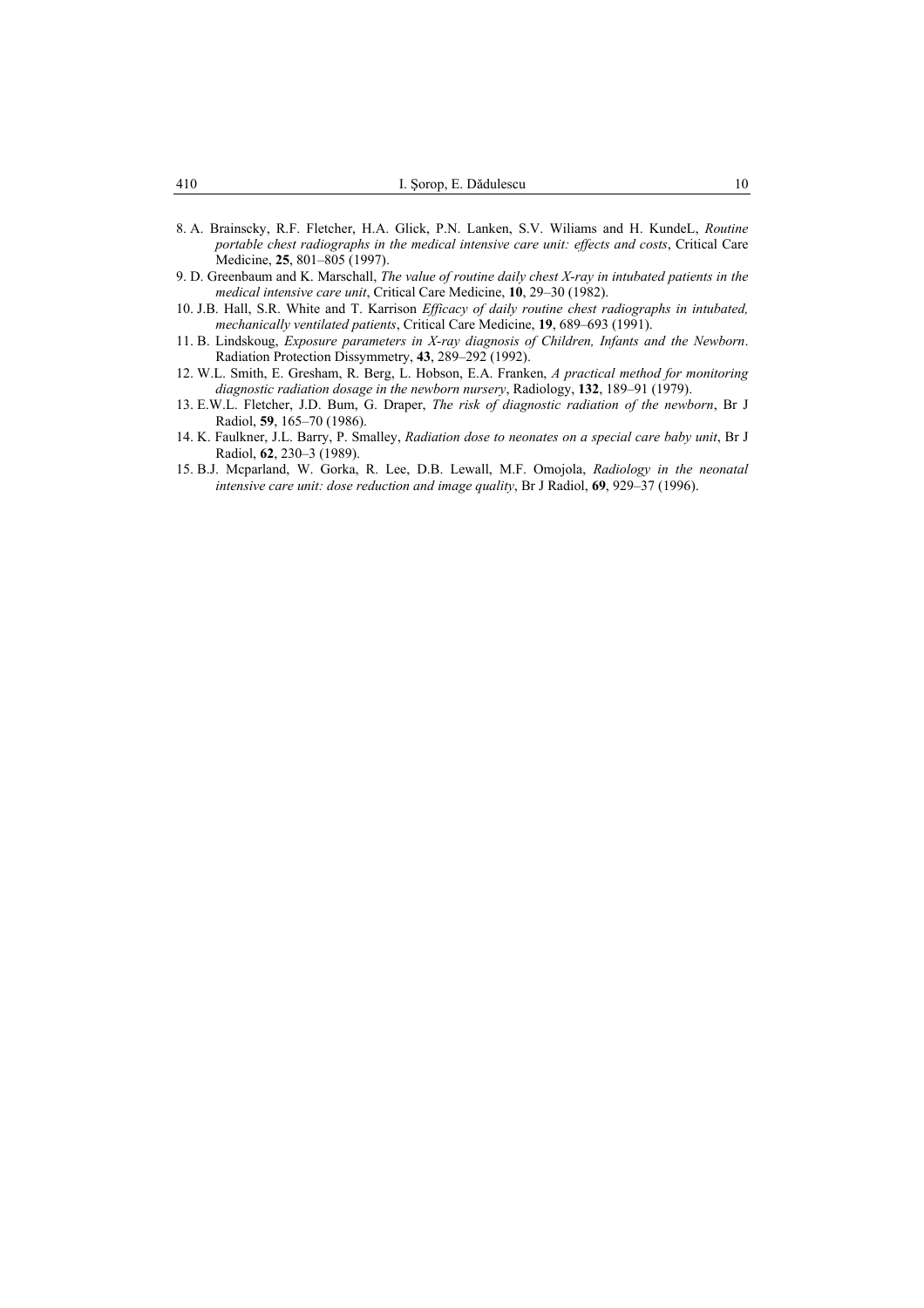8. A. Brainscky, R.F. Fletcher, H.A. Glick, P.N. Lanken, S.V. Wiliams and H. KundeL, *Routine portable chest radiographs in the medical intensive care unit: effects and costs*, Critical Care Medicine, **25**, 801–805 (1997).
9. D. Greenbaum and K. Marschall, *The value of routine daily chest X-ray in intubated patients in the medical intensive care unit*, Critical Care Medicine, **10**, 29–30 (1982).
10. J.B. Hall, S.R. White and T. Karrison *Efficacy of daily routine chest radiographs in intubated, mechanically ventilated patients*, Critical Care Medicine, **19**, 689–693 (1991).
11. B. Lindskoug, *Exposure parameters in X-ray diagnosis of Children, Infants and the Newborn*. Radiation Protection Dissymmetry, **43**, 289–292 (1992).
12. W.L. Smith, E. Gresham, R. Berg, L. Hobson, E.A. Franken, *A practical method for monitoring diagnostic radiation dosage in the newborn nursery*, Radiology, **132**, 189–91 (1979).
13. E.W.L. Fletcher, J.D. Bum, G. Draper, *The risk of diagnostic radiation of the newborn*, Br J Radiol, **59**, 165–70 (1986).
14. K. Faulkner, J.L. Barry, P. Smalley, *Radiation dose to neonates on a special care baby unit*, Br J Radiol, **62**, 230–3 (1989).
15. B.J. Mcparland, W. Gorka, R. Lee, D.B. Lewall, M.F. Omojola, *Radiology in the neonatal intensive care unit: dose reduction and image quality*, Br J Radiol, **69**, 929–37 (1996).